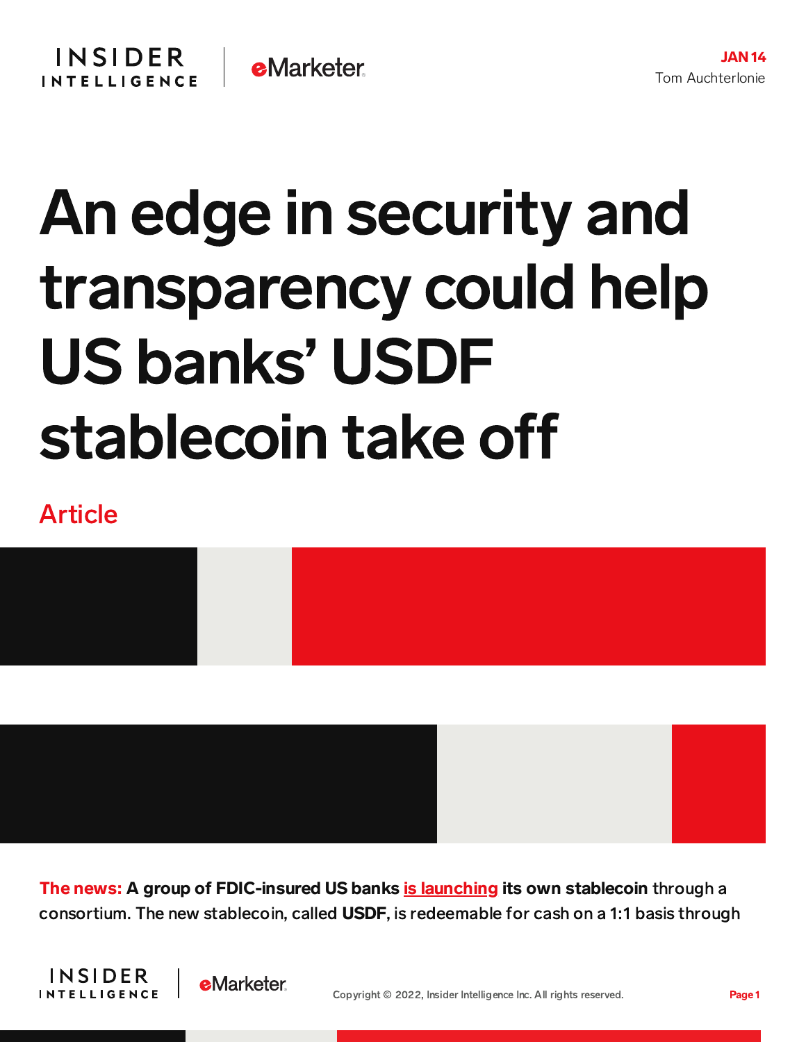INSIDER INTELLIGENCE | eMarketer

**JAN 14**
Tom Auchterlonie

# An edge in security and transparency could help US banks' USDF stablecoin take off

Article

**The news:** **A group of FDIC-insured US banks is launching its own stablecoin** through a consortium. The new stablecoin, called **USDF**, is redeemable for cash on a 1:1 basis through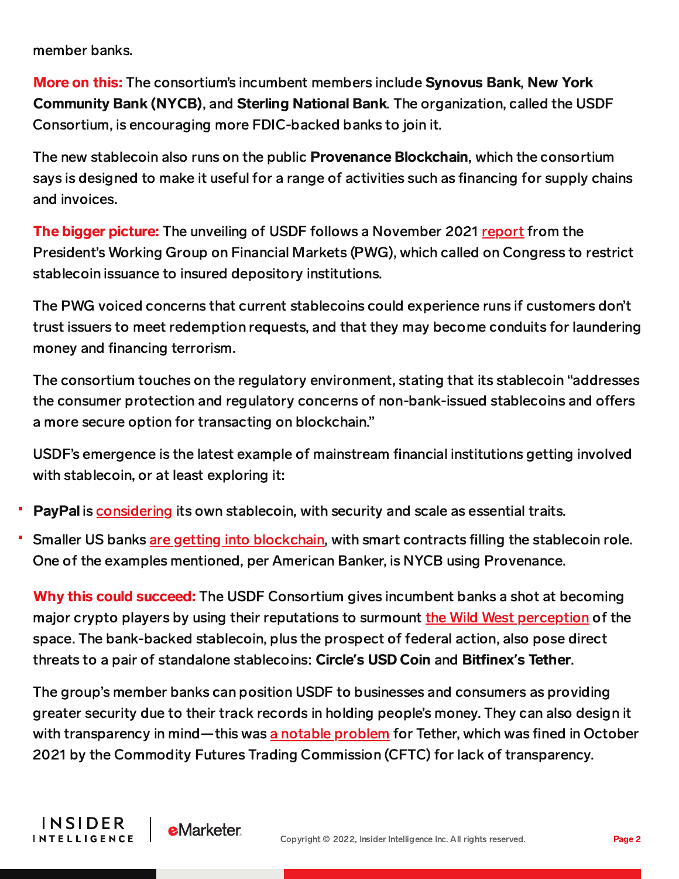member banks.

**More on this:** The consortium's incumbent members include **Synovus Bank**, **New York Community Bank (NYCB)**, and **Sterling National Bank**. The organization, called the USDF Consortium, is encouraging more FDIC-backed banks to join it.

The new stablecoin also runs on the public **Provenance Blockchain**, which the consortium says is designed to make it useful for a range of activities such as financing for supply chains and invoices.

**The bigger picture:** The unveiling of USDF follows a November 2021 report from the President's Working Group on Financial Markets (PWG), which called on Congress to restrict stablecoin issuance to insured depository institutions.

The PWG voiced concerns that current stablecoins could experience runs if customers don't trust issuers to meet redemption requests, and that they may become conduits for laundering money and financing terrorism.

The consortium touches on the regulatory environment, stating that its stablecoin "addresses the consumer protection and regulatory concerns of non-bank-issued stablecoins and offers a more secure option for transacting on blockchain."

USDF's emergence is the latest example of mainstream financial institutions getting involved with stablecoin, or at least exploring it:

- **PayPal** is considering its own stablecoin, with security and scale as essential traits.
- Smaller US banks are getting into blockchain, with smart contracts filling the stablecoin role. One of the examples mentioned, per American Banker, is NYCB using Provenance.

**Why this could succeed:** The USDF Consortium gives incumbent banks a shot at becoming major crypto players by using their reputations to surmount the Wild West perception of the space. The bank-backed stablecoin, plus the prospect of federal action, also pose direct threats to a pair of standalone stablecoins: **Circle's USD Coin** and **Bitfinex's Tether**.

The group's member banks can position USDF to businesses and consumers as providing greater security due to their track records in holding people's money. They can also design it with transparency in mind—this was a notable problem for Tether, which was fined in October 2021 by the Commodity Futures Trading Commission (CFTC) for lack of transparency.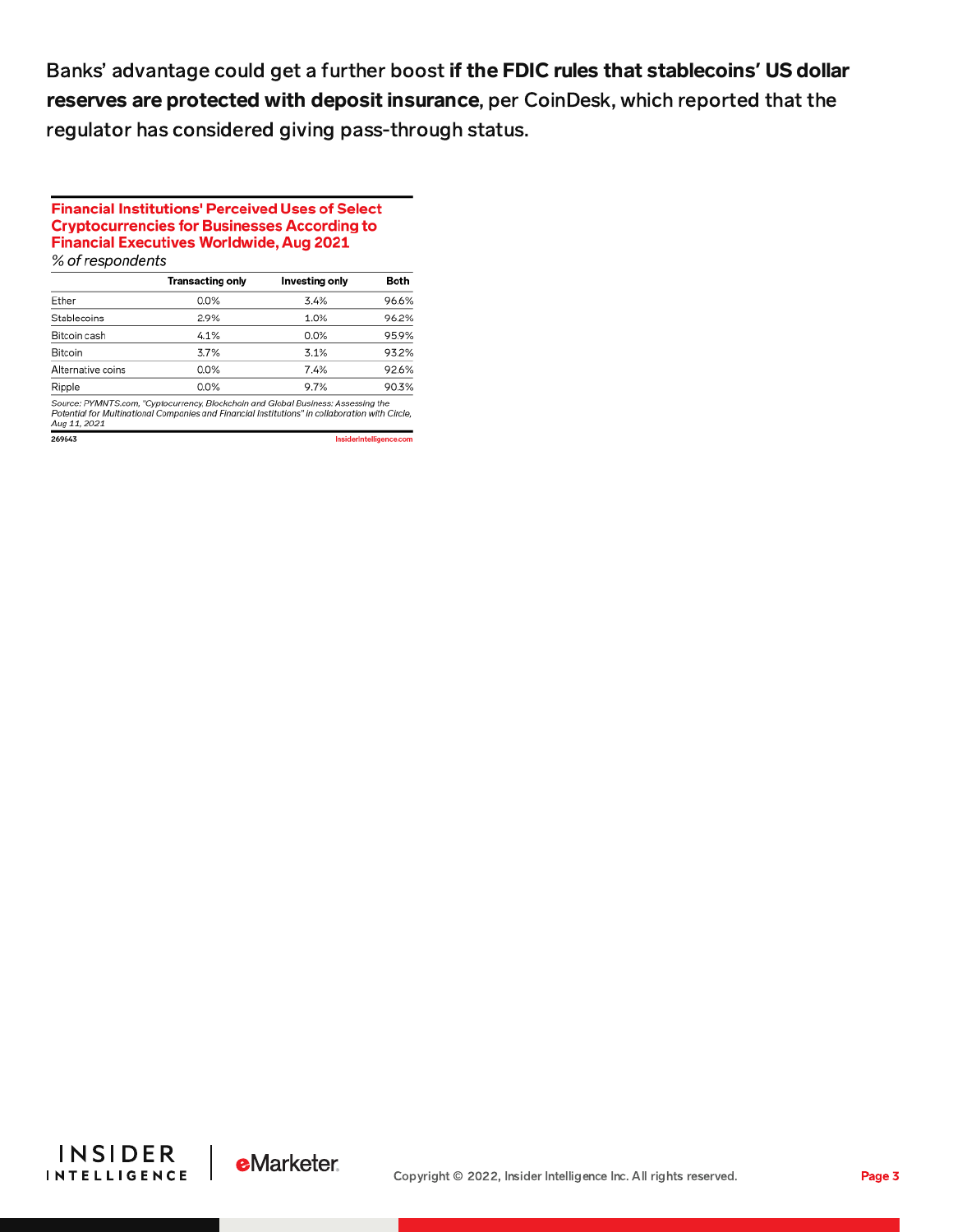Banks' advantage could get a further boost **if the FDIC rules that stablecoins' US dollar reserves are protected with deposit insurance**, per CoinDesk, which reported that the regulator has considered giving pass-through status.

**Financial Institutions' Perceived Uses of Select Cryptocurrencies for Businesses According to Financial Executives Worldwide, Aug 2021**

*% of respondents*

| | Transacting only | Investing only | Both |
|---|---|---|---|
| Ether | 0.0% | 3.4% | 96.6% |
| Stablecoins | 2.9% | 1.0% | 96.2% |
| Bitcoin cash | 4.1% | 0.0% | 95.9% |
| Bitcoin | 3.7% | 3.1% | 93.2% |
| Alternative coins | 0.0% | 7.4% | 92.6% |
| Ripple | 0.0% | 9.7% | 90.3% |

*Source: PYMNTS.com, "Cyptocurrency, Blockchain and Global Business: Assessing the Potential for Multinational Companies and Financial Institutions" in collaboration with Circle, Aug 11, 2021*

269643

InsiderIntelligence.com